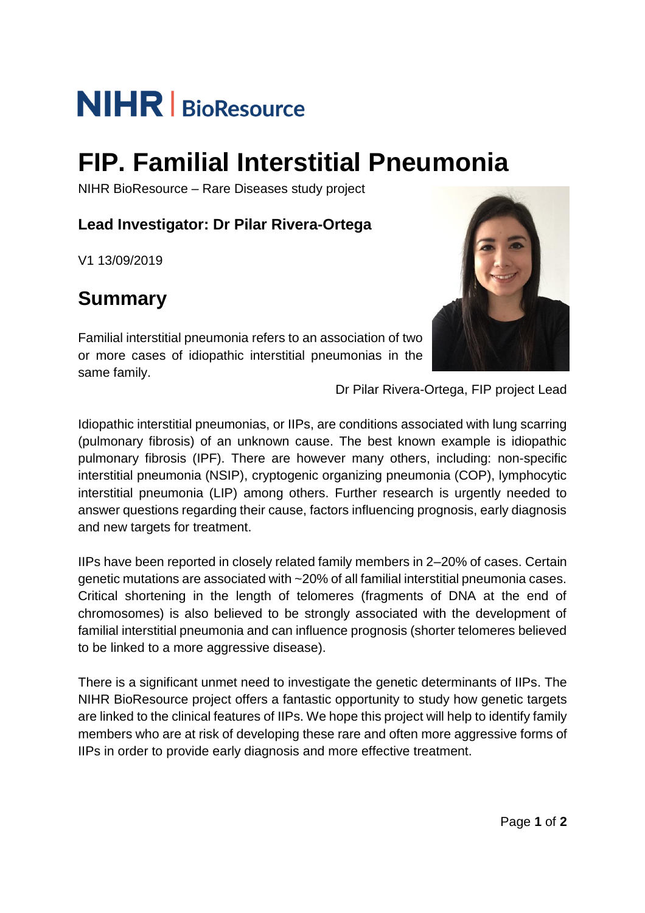NIHR | BioResource

# FIP. Familial Interstitial Pneumonia

NIHR BioResource – Rare Diseases study project

### Lead Investigator: Dr Pilar Rivera-Ortega

V1 13/09/2019

## Summary

Familial interstitial pneumonia refers to an association of two or more cases of idiopathic interstitial pneumonias in the same family.

Dr Pilar Rivera-Ortega, FIP project Lead

Idiopathic interstitial pneumonias, or IIPs, are conditions associated with lung scarring (pulmonary fibrosis) of an unknown cause. The best known example is idiopathic pulmonary fibrosis (IPF). There are however many others, including: non-specific interstitial pneumonia (NSIP), cryptogenic organizing pneumonia (COP), lymphocytic interstitial pneumonia (LIP) among others. Further research is urgently needed to answer questions regarding their cause, factors influencing prognosis, early diagnosis and new targets for treatment.

IIPs have been reported in closely related family members in 2–20% of cases. Certain genetic mutations are associated with ~20% of all familial interstitial pneumonia cases. Critical shortening in the length of telomeres (fragments of DNA at the end of chromosomes) is also believed to be strongly associated with the development of familial interstitial pneumonia and can influence prognosis (shorter telomeres believed to be linked to a more aggressive disease).

There is a significant unmet need to investigate the genetic determinants of IIPs. The NIHR BioResource project offers a fantastic opportunity to study how genetic targets are linked to the clinical features of IIPs. We hope this project will help to identify family members who are at risk of developing these rare and often more aggressive forms of IIPs in order to provide early diagnosis and more effective treatment.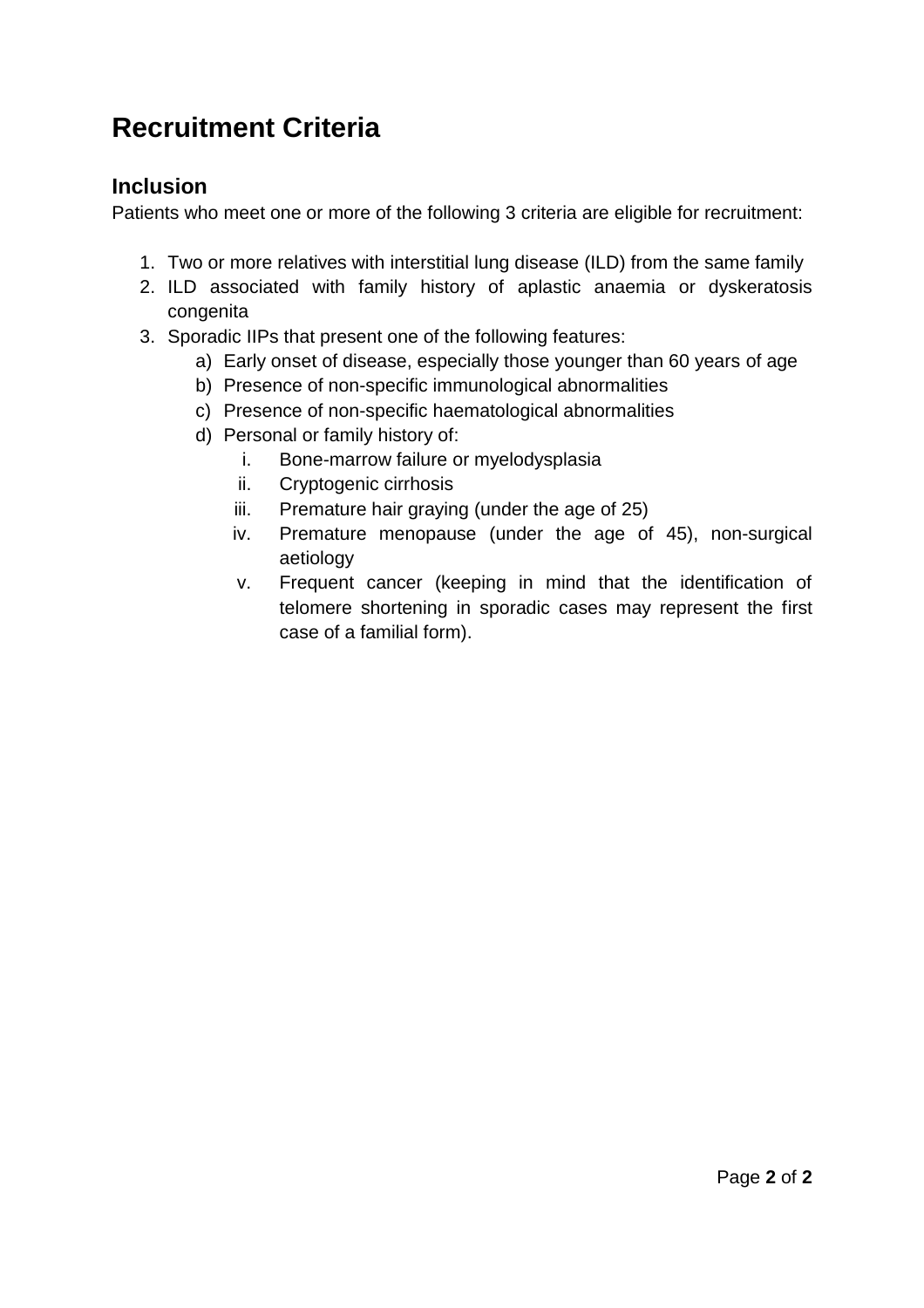# Recruitment Criteria

## Inclusion

Patients who meet one or more of the following 3 criteria are eligible for recruitment:

1. Two or more relatives with interstitial lung disease (ILD) from the same family
2. ILD associated with family history of aplastic anaemia or dyskeratosis congenita
3. Sporadic IIPs that present one of the following features:
   a) Early onset of disease, especially those younger than 60 years of age
   b) Presence of non-specific immunological abnormalities
   c) Presence of non-specific haematological abnormalities
   d) Personal or family history of:
      i. Bone-marrow failure or myelodysplasia
      ii. Cryptogenic cirrhosis
      iii. Premature hair graying (under the age of 25)
      iv. Premature menopause (under the age of 45), non-surgical aetiology
      v. Frequent cancer (keeping in mind that the identification of telomere shortening in sporadic cases may represent the first case of a familial form).